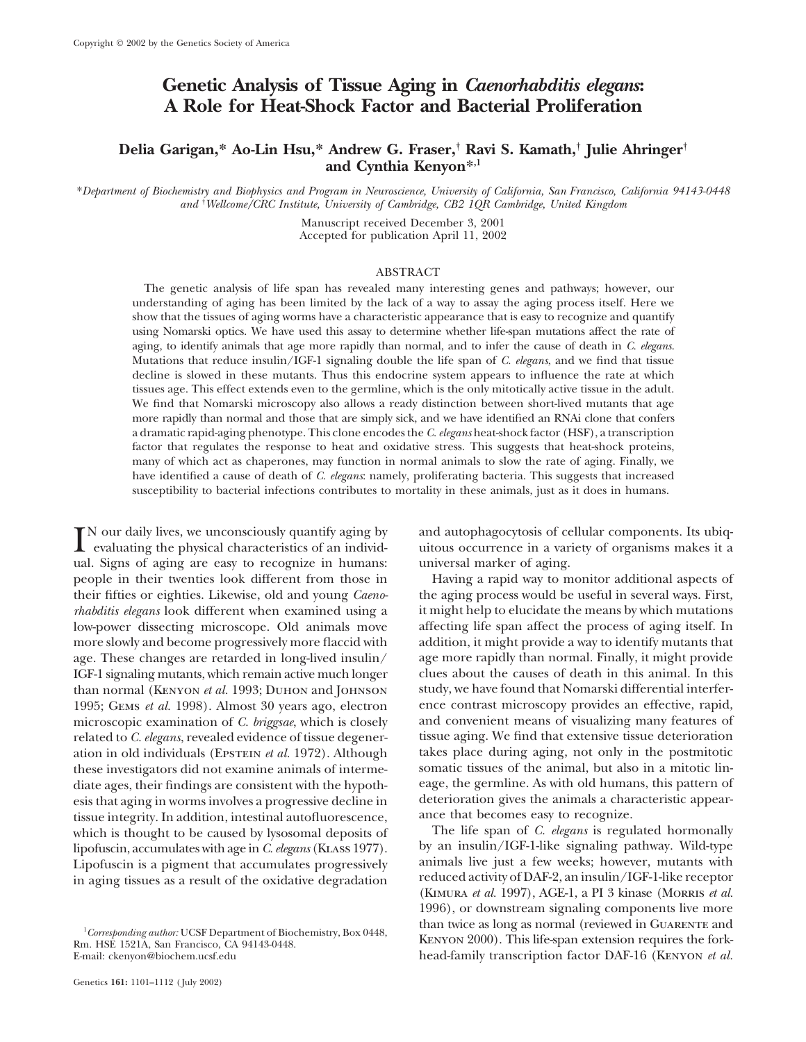# Genetic Analysis of Tissue Aging in *Caenorhabditis elegans*: A Role for Heat-Shock Factor and Bacterial Proliferation

**Delia Garigan,\* Ao-Lin Hsu,\* Andrew G. Fraser,† Ravi S. Kamath,† Julie Ahringer† and Cynthia Kenyon\*,[1]**

\*Department of Biochemistry and Biophysics and Program in Neuroscience, University of California, San Francisco, California 94143-0448 and †Wellcome/CRC Institute, University of Cambridge, CB2 1QR Cambridge, United Kingdom

Manuscript received December 3, 2001
Accepted for publication April 11, 2002

## ABSTRACT

The genetic analysis of life span has revealed many interesting genes and pathways; however, our understanding of aging has been limited by the lack of a way to assay the aging process itself. Here we show that the tissues of aging worms have a characteristic appearance that is easy to recognize and quantify using Nomarski optics. We have used this assay to determine whether life-span mutations affect the rate of aging, to identify animals that age more rapidly than normal, and to infer the cause of death in *C. elegans*. Mutations that reduce insulin/IGF-1 signaling double the life span of *C. elegans*, and we find that tissue decline is slowed in these mutants. Thus this endocrine system appears to influence the rate at which tissues age. This effect extends even to the germline, which is the only mitotically active tissue in the adult. We find that Nomarski microscopy also allows a ready distinction between short-lived mutants that age more rapidly than normal and those that are simply sick, and we have identified an RNAi clone that confers a dramatic rapid-aging phenotype. This clone encodes the *C. elegans* heat-shock factor (HSF), a transcription factor that regulates the response to heat and oxidative stress. This suggests that heat-shock proteins, many of which act as chaperones, may function in normal animals to slow the rate of aging. Finally, we have identified a cause of death of *C. elegans*: namely, proliferating bacteria. This suggests that increased susceptibility to bacterial infections contributes to mortality in these animals, just as it does in humans.

IN our daily lives, we unconsciously quantify aging by evaluating the physical characteristics of an individual. Signs of aging are easy to recognize in humans: people in their twenties look different from those in their fifties or eighties. Likewise, old and young *Caenorhabditis elegans* look different when examined using a low-power dissecting microscope. Old animals move more slowly and become progressively more flaccid with age. These changes are retarded in long-lived insulin/IGF-1 signaling mutants, which remain active much longer than normal (Kenyon *et al.* 1993; Duhon and Johnson 1995; Gems *et al.* 1998). Almost 30 years ago, electron microscopic examination of *C. briggsae*, which is closely related to *C. elegans*, revealed evidence of tissue degeneration in old individuals (Epstein *et al.* 1972). Although these investigators did not examine animals of intermediate ages, their findings are consistent with the hypothesis that aging in worms involves a progressive decline in tissue integrity. In addition, intestinal autofluorescence, which is thought to be caused by lysosomal deposits of lipofuscin, accumulates with age in *C. elegans* (Klass 1977). Lipofuscin is a pigment that accumulates progressively in aging tissues as a result of the oxidative degradation and autophagocytosis of cellular components. Its ubiquitous occurrence in a variety of organisms makes it a universal marker of aging.

Having a rapid way to monitor additional aspects of the aging process would be useful in several ways. First, it might help to elucidate the means by which mutations affecting life span affect the process of aging itself. In addition, it might provide a way to identify mutants that age more rapidly than normal. Finally, it might provide clues about the causes of death in this animal. In this study, we have found that Nomarski differential interference contrast microscopy provides an effective, rapid, and convenient means of visualizing many features of tissue aging. We find that extensive tissue deterioration takes place during aging, not only in the postmitotic somatic tissues of the animal, but also in a mitotic lineage, the germline. As with old humans, this pattern of deterioration gives the animals a characteristic appearance that becomes easy to recognize.

The life span of *C. elegans* is regulated hormonally by an insulin/IGF-1-like signaling pathway. Wild-type animals live just a few weeks; however, mutants with reduced activity of DAF-2, an insulin/IGF-1-like receptor (Kimura *et al.* 1997), AGE-1, a PI 3 kinase (Morris *et al.* 1996), or downstream signaling components live more than twice as long as normal (reviewed in Guarente and Kenyon 2000). This life-span extension requires the fork-head-family transcription factor DAF-16 (Kenyon *et al.*

[1]*Corresponding author:* UCSF Department of Biochemistry, Box 0448, Rm. HSE 1521A, San Francisco, CA 94143-0448. E-mail: ckenyon@biochem.ucsf.edu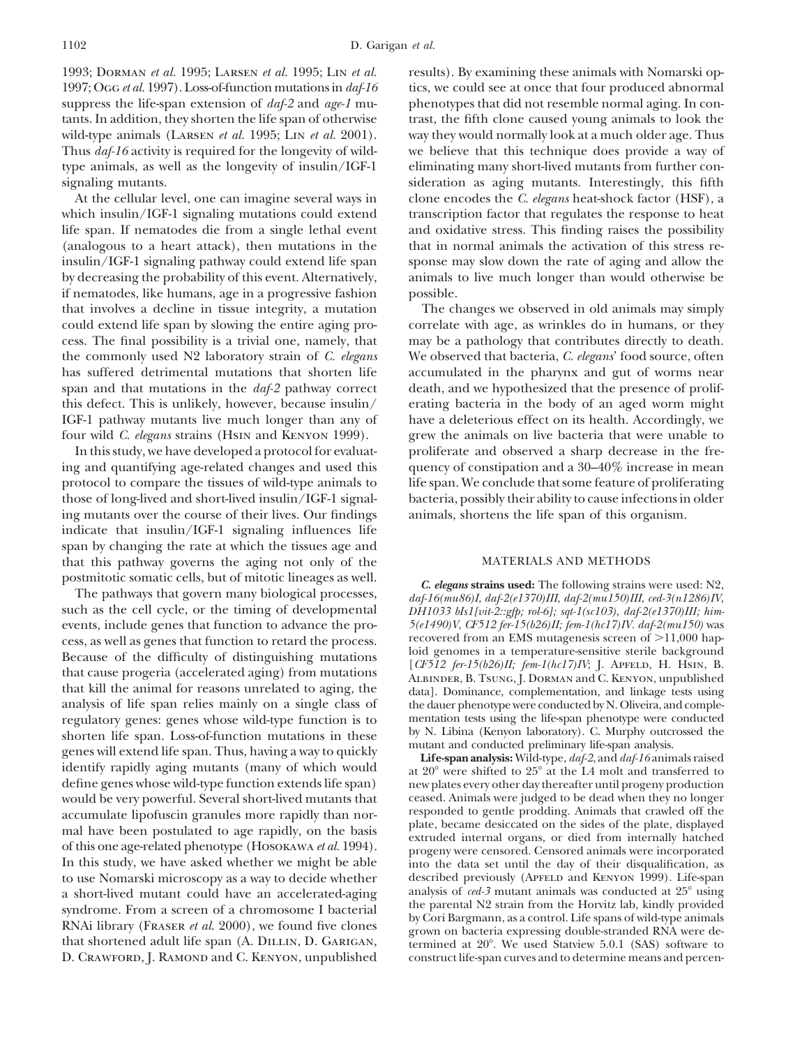1993; Dorman *et al.* 1995; Larsen *et al.* 1995; Lin *et al.* 1997; Ogg *et al.* 1997). Loss-of-function mutations in *daf-16* suppress the life-span extension of *daf-2* and *age-1* mutants. In addition, they shorten the life span of otherwise wild-type animals (Larsen *et al.* 1995; Lin *et al.* 2001). Thus *daf-16* activity is required for the longevity of wild-type animals, as well as the longevity of insulin/IGF-1 signaling mutants.

At the cellular level, one can imagine several ways in which insulin/IGF-1 signaling mutations could extend life span. If nematodes die from a single lethal event (analogous to a heart attack), then mutations in the insulin/IGF-1 signaling pathway could extend life span by decreasing the probability of this event. Alternatively, if nematodes, like humans, age in a progressive fashion that involves a decline in tissue integrity, a mutation could extend life span by slowing the entire aging process. The final possibility is a trivial one, namely, that the commonly used N2 laboratory strain of *C. elegans* has suffered detrimental mutations that shorten life span and that mutations in the *daf-2* pathway correct this defect. This is unlikely, however, because insulin/IGF-1 pathway mutants live much longer than any of four wild *C. elegans* strains (Hsin and Kenyon 1999).

In this study, we have developed a protocol for evaluating and quantifying age-related changes and used this protocol to compare the tissues of wild-type animals to those of long-lived and short-lived insulin/IGF-1 signaling mutants over the course of their lives. Our findings indicate that insulin/IGF-1 signaling influences life span by changing the rate at which the tissues age and that this pathway governs the aging not only of the postmitotic somatic cells, but of mitotic lineages as well.

The pathways that govern many biological processes, such as the cell cycle, or the timing of developmental events, include genes that function to advance the process, as well as genes that function to retard the process. Because of the difficulty of distinguishing mutations that cause progeria (accelerated aging) from mutations that kill the animal for reasons unrelated to aging, the analysis of life span relies mainly on a single class of regulatory genes: genes whose wild-type function is to shorten life span. Loss-of-function mutations in these genes will extend life span. Thus, having a way to quickly identify rapidly aging mutants (many of which would define genes whose wild-type function extends life span) would be very powerful. Several short-lived mutants that accumulate lipofuscin granules more rapidly than normal have been postulated to age rapidly, on the basis of this one age-related phenotype (Hosokawa *et al.* 1994). In this study, we have asked whether we might be able to use Nomarski microscopy as a way to decide whether a short-lived mutant could have an accelerated-aging syndrome. From a screen of a chromosome I bacterial RNAi library (Fraser *et al.* 2000), we found five clones that shortened adult life span (A. Dillin, D. Garigan, D. Crawford, J. Ramond and C. Kenyon, unpublished results). By examining these animals with Nomarski optics, we could see at once that four produced abnormal phenotypes that did not resemble normal aging. In contrast, the fifth clone caused young animals to look the way they would normally look at a much older age. Thus we believe that this technique does provide a way of eliminating many short-lived mutants from further consideration as aging mutants. Interestingly, this fifth clone encodes the *C. elegans* heat-shock factor (HSF), a transcription factor that regulates the response to heat and oxidative stress. This finding raises the possibility that in normal animals the activation of this stress response may slow down the rate of aging and allow the animals to live much longer than would otherwise be possible.

The changes we observed in old animals may simply correlate with age, as wrinkles do in humans, or they may be a pathology that contributes directly to death. We observed that bacteria, *C. elegans*' food source, often accumulated in the pharynx and gut of worms near death, and we hypothesized that the presence of proliferating bacteria in the body of an aged worm might have a deleterious effect on its health. Accordingly, we grew the animals on live bacteria that were unable to proliferate and observed a sharp decrease in the frequency of constipation and a 30–40% increase in mean life span. We conclude that some feature of proliferating bacteria, possibly their ability to cause infections in older animals, shortens the life span of this organism.

## MATERIALS AND METHODS

***C. elegans* strains used:** The following strains were used: N2, *daf-16(mu86)I*, *daf-2(e1370)III*, *daf-2(mu150)III*, *ced-3(n1286)IV*, *DH1033 bIs1[vit-2::gfp; rol-6]; sqt-1(sc103)*, *daf-2(e1370)III; him-5(e1490)V*, *CF512 fer-15(b26)II; fem-1(hc17)IV*. *daf-2(mu150)* was recovered from an EMS mutagenesis screen of >11,000 haploid genomes in a temperature-sensitive sterile background [*CF512 fer-15(b26)II; fem-1(hc17)IV*; J. Apfeld, H. Hsin, B. Albinder, B. Tsung, J. Dorman and C. Kenyon, unpublished data]. Dominance, complementation, and linkage tests using the dauer phenotype were conducted by N. Oliveira, and complementation tests using the life-span phenotype were conducted by N. Libina (Kenyon laboratory). C. Murphy outcrossed the mutant and conducted preliminary life-span analysis.

**Life-span analysis:** Wild-type, *daf-2*, and *daf-16* animals raised at 20° were shifted to 25° at the L4 molt and transferred to new plates every other day thereafter until progeny production ceased. Animals were judged to be dead when they no longer responded to gentle prodding. Animals that crawled off the plate, became desiccated on the sides of the plate, displayed extruded internal organs, or died from internally hatched progeny were censored. Censored animals were incorporated into the data set until the day of their disqualification, as described previously (Apfeld and Kenyon 1999). Life-span analysis of *ced-3* mutant animals was conducted at 25° using the parental N2 strain from the Horvitz lab, kindly provided by Cori Bargmann, as a control. Life spans of wild-type animals grown on bacteria expressing double-stranded RNA were determined at 20°. We used Statview 5.0.1 (SAS) software to construct life-span curves and to determine means and percen-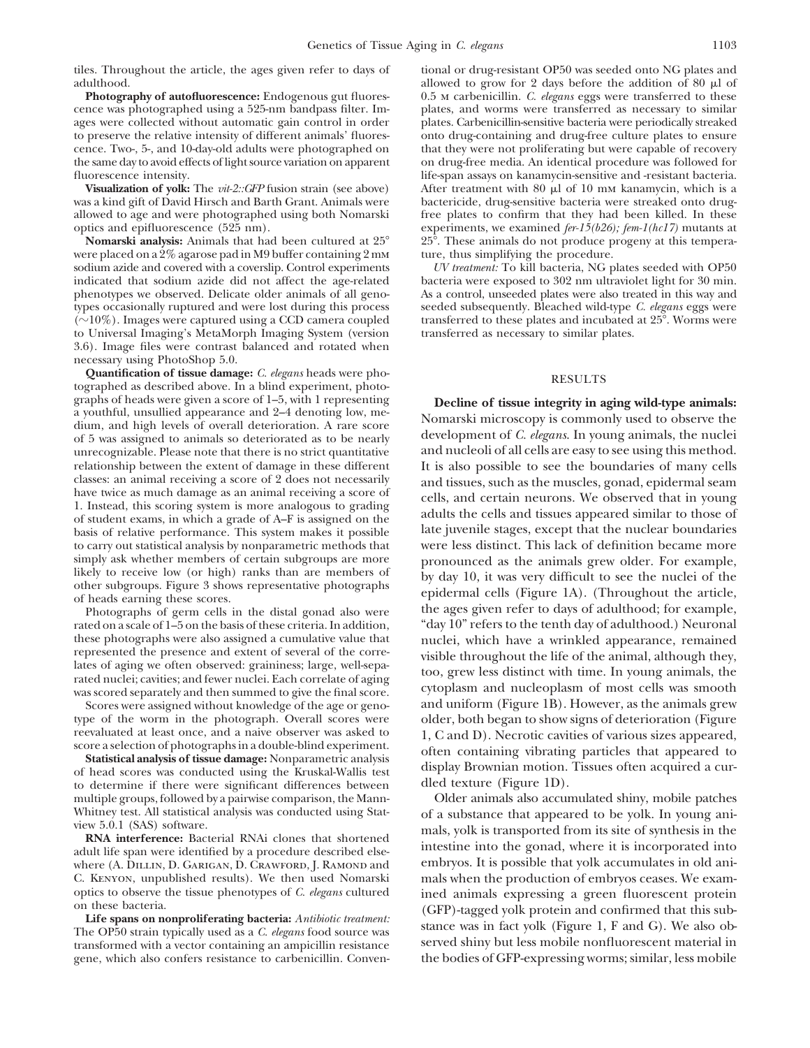tiles. Throughout the article, the ages given refer to days of adulthood.

**Photography of autofluorescence:** Endogenous gut fluorescence was photographed using a 525-nm bandpass filter. Images were collected without automatic gain control in order to preserve the relative intensity of different animals' fluorescence. Two-, 5-, and 10-day-old adults were photographed on the same day to avoid effects of light source variation on apparent fluorescence intensity.

**Visualization of yolk:** The *vit-2::GFP* fusion strain (see above) was a kind gift of David Hirsch and Barth Grant. Animals were allowed to age and were photographed using both Nomarski optics and epifluorescence (525 nm).

**Nomarski analysis:** Animals that had been cultured at 25° were placed on a 2% agarose pad in M9 buffer containing 2 mM sodium azide and covered with a coverslip. Control experiments indicated that sodium azide did not affect the age-related phenotypes we observed. Delicate older animals of all genotypes occasionally ruptured and were lost during this process (~10%). Images were captured using a CCD camera coupled to Universal Imaging's MetaMorph Imaging System (version 3.6). Image files were contrast balanced and rotated when necessary using PhotoShop 5.0.

**Quantification of tissue damage:** *C. elegans* heads were photographed as described above. In a blind experiment, photographs of heads were given a score of 1–5, with 1 representing a youthful, unsullied appearance and 2–4 denoting low, medium, and high levels of overall deterioration. A rare score of 5 was assigned to animals so deteriorated as to be nearly unrecognizable. Please note that there is no strict quantitative relationship between the extent of damage in these different classes: an animal receiving a score of 2 does not necessarily have twice as much damage as an animal receiving a score of 1. Instead, this scoring system is more analogous to grading of student exams, in which a grade of A–F is assigned on the basis of relative performance. This system makes it possible to carry out statistical analysis by nonparametric methods that simply ask whether members of certain subgroups are more likely to receive low (or high) ranks than are members of other subgroups. Figure 3 shows representative photographs of heads earning these scores.

Photographs of germ cells in the distal gonad also were rated on a scale of 1–5 on the basis of these criteria. In addition, these photographs were also assigned a cumulative value that represented the presence and extent of several of the correlates of aging we often observed: graininess; large, well-separated nuclei; cavities; and fewer nuclei. Each correlate of aging was scored separately and then summed to give the final score.

Scores were assigned without knowledge of the age or genotype of the worm in the photograph. Overall scores were reevaluated at least once, and a naive observer was asked to score a selection of photographs in a double-blind experiment.

**Statistical analysis of tissue damage:** Nonparametric analysis of head scores was conducted using the Kruskal-Wallis test to determine if there were significant differences between multiple groups, followed by a pairwise comparison, the Mann-Whitney test. All statistical analysis was conducted using Statview 5.0.1 (SAS) software.

**RNA interference:** Bacterial RNAi clones that shortened adult life span were identified by a procedure described elsewhere (A. Dillin, D. Garigan, D. Crawford, J. Ramond and C. Kenyon, unpublished results). We then used Nomarski optics to observe the tissue phenotypes of *C. elegans* cultured on these bacteria.

**Life spans on nonproliferating bacteria:** *Antibiotic treatment:* The OP50 strain typically used as a *C. elegans* food source was transformed with a vector containing an ampicillin resistance gene, which also confers resistance to carbenicillin. Conventional or drug-resistant OP50 was seeded onto NG plates and allowed to grow for 2 days before the addition of 80 μl of 0.5 M carbenicillin. *C. elegans* eggs were transferred to these plates, and worms were transferred as necessary to similar plates. Carbenicillin-sensitive bacteria were periodically streaked onto drug-containing and drug-free culture plates to ensure that they were not proliferating but were capable of recovery on drug-free media. An identical procedure was followed for life-span assays on kanamycin-sensitive and -resistant bacteria. After treatment with 80 μl of 10 mM kanamycin, which is a bactericide, drug-sensitive bacteria were streaked onto drug-free plates to confirm that they had been killed. In these experiments, we examined *fer-15(b26); fem-1(hc17)* mutants at 25°. These animals do not produce progeny at this temperature, thus simplifying the procedure.

*UV treatment:* To kill bacteria, NG plates seeded with OP50 bacteria were exposed to 302 nm ultraviolet light for 30 min. As a control, unseeded plates were also treated in this way and seeded subsequently. Bleached wild-type *C. elegans* eggs were transferred to these plates and incubated at 25°. Worms were transferred as necessary to similar plates.

## RESULTS

**Decline of tissue integrity in aging wild-type animals:** Nomarski microscopy is commonly used to observe the development of *C. elegans*. In young animals, the nuclei and nucleoli of all cells are easy to see using this method. It is also possible to see the boundaries of many cells and tissues, such as the muscles, gonad, epidermal seam cells, and certain neurons. We observed that in young adults the cells and tissues appeared similar to those of late juvenile stages, except that the nuclear boundaries were less distinct. This lack of definition became more pronounced as the animals grew older. For example, by day 10, it was very difficult to see the nuclei of the epidermal cells (Figure 1A). (Throughout the article, the ages given refer to days of adulthood; for example, "day 10" refers to the tenth day of adulthood.) Neuronal nuclei, which have a wrinkled appearance, remained visible throughout the life of the animal, although they, too, grew less distinct with time. In young animals, the cytoplasm and nucleoplasm of most cells was smooth and uniform (Figure 1B). However, as the animals grew older, both began to show signs of deterioration (Figure 1, C and D). Necrotic cavities of various sizes appeared, often containing vibrating particles that appeared to display Brownian motion. Tissues often acquired a curdled texture (Figure 1D).

Older animals also accumulated shiny, mobile patches of a substance that appeared to be yolk. In young animals, yolk is transported from its site of synthesis in the intestine into the gonad, where it is incorporated into embryos. It is possible that yolk accumulates in old animals when the production of embryos ceases. We examined animals expressing a green fluorescent protein (GFP)-tagged yolk protein and confirmed that this substance was in fact yolk (Figure 1, F and G). We also observed shiny but less mobile nonfluorescent material in the bodies of GFP-expressing worms; similar, less mobile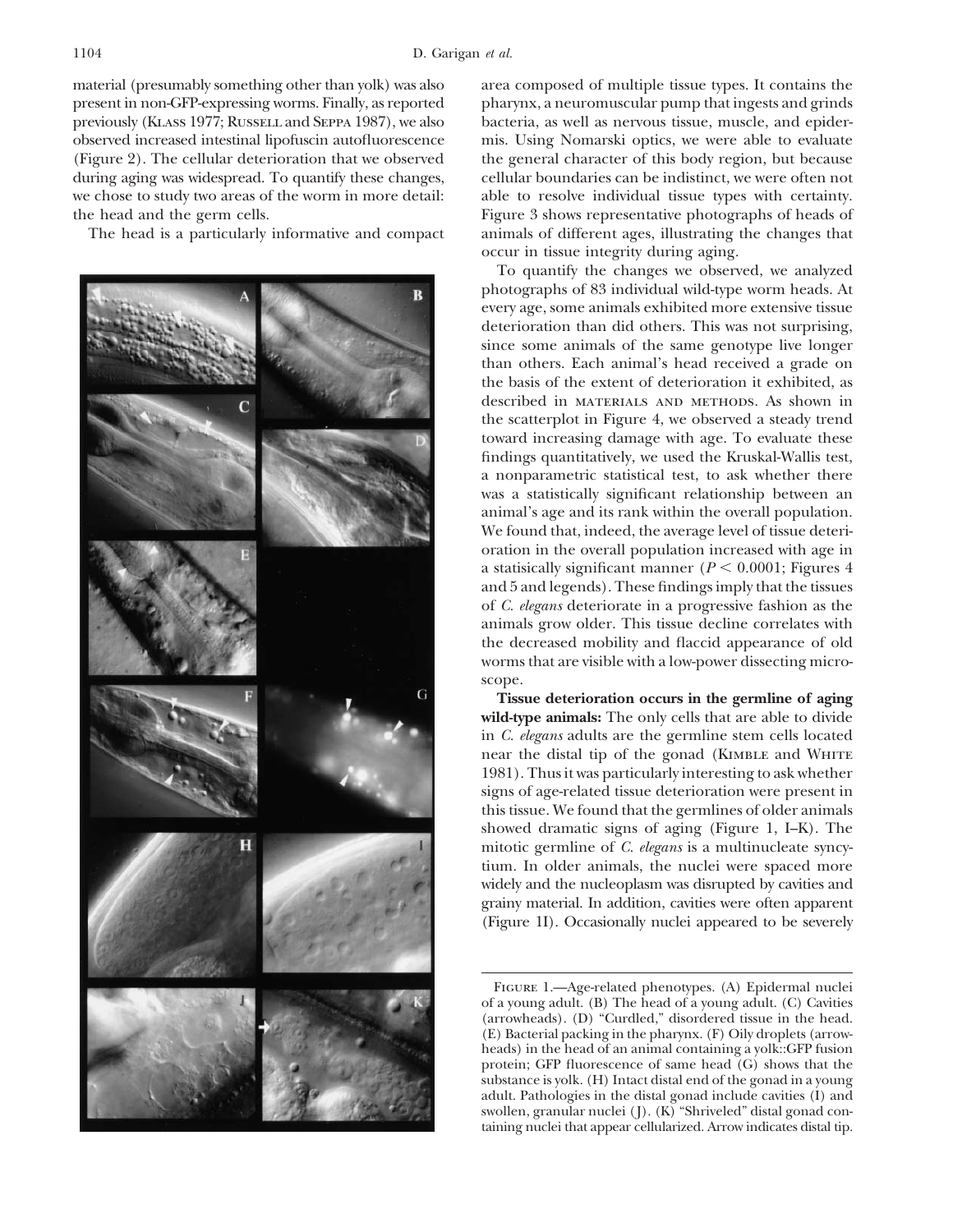material (presumably something other than yolk) was also present in non-GFP-expressing worms. Finally, as reported previously (Klass 1977; Russell and Seppa 1987), we also observed increased intestinal lipofuscin autofluorescence (Figure 2). The cellular deterioration that we observed during aging was widespread. To quantify these changes, we chose to study two areas of the worm in more detail: the head and the germ cells.

The head is a particularly informative and compact area composed of multiple tissue types. It contains the pharynx, a neuromuscular pump that ingests and grinds bacteria, as well as nervous tissue, muscle, and epidermis. Using Nomarski optics, we were able to evaluate the general character of this body region, but because cellular boundaries can be indistinct, we were often not able to resolve individual tissue types with certainty. Figure 3 shows representative photographs of heads of animals of different ages, illustrating the changes that occur in tissue integrity during aging.

To quantify the changes we observed, we analyzed photographs of 83 individual wild-type worm heads. At every age, some animals exhibited more extensive tissue deterioration than did others. This was not surprising, since some animals of the same genotype live longer than others. Each animal's head received a grade on the basis of the extent of deterioration it exhibited, as described in materials and methods. As shown in the scatterplot in Figure 4, we observed a steady trend toward increasing damage with age. To evaluate these findings quantitatively, we used the Kruskal-Wallis test, a nonparametric statistical test, to ask whether there was a statistically significant relationship between an animal's age and its rank within the overall population. We found that, indeed, the average level of tissue deterioration in the overall population increased with age in a statisically significant manner ($P < 0.0001$; Figures 4 and 5 and legends). These findings imply that the tissues of *C. elegans* deteriorate in a progressive fashion as the animals grow older. This tissue decline correlates with the decreased mobility and flaccid appearance of old worms that are visible with a low-power dissecting microscope.

**Tissue deterioration occurs in the germline of aging wild-type animals:** The only cells that are able to divide in *C. elegans* adults are the germline stem cells located near the distal tip of the gonad (Kimble and White 1981). Thus it was particularly interesting to ask whether signs of age-related tissue deterioration were present in this tissue. We found that the germlines of older animals showed dramatic signs of aging (Figure 1, I–K). The mitotic germline of *C. elegans* is a multinucleate syncytium. In older animals, the nuclei were spaced more widely and the nucleoplasm was disrupted by cavities and grainy material. In addition, cavities were often apparent (Figure 1I). Occasionally nuclei appeared to be severely

Figure 1.—Age-related phenotypes. (A) Epidermal nuclei of a young adult. (B) The head of a young adult. (C) Cavities (arrowheads). (D) "Curdled," disordered tissue in the head. (E) Bacterial packing in the pharynx. (F) Oily droplets (arrowheads) in the head of an animal containing a yolk::GFP fusion protein; GFP fluorescence of same head (G) shows that the substance is yolk. (H) Intact distal end of the gonad in a young adult. Pathologies in the distal gonad include cavities (I) and swollen, granular nuclei (J). (K) "Shriveled" distal gonad containing nuclei that appear cellularized. Arrow indicates distal tip.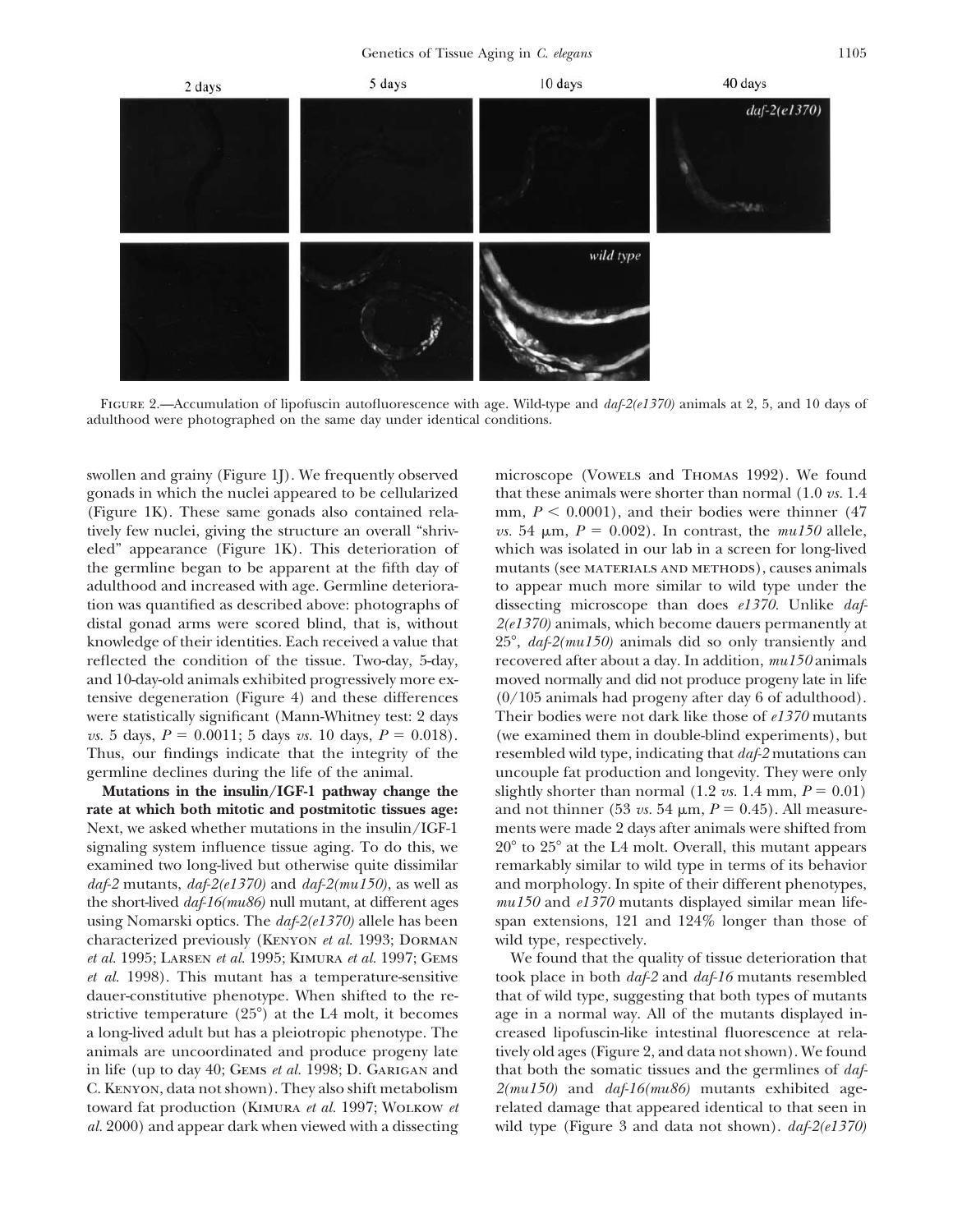FIGURE 2.—Accumulation of lipofuscin autofluorescence with age. Wild-type and *daf-2(e1370)* animals at 2, 5, and 10 days of adulthood were photographed on the same day under identical conditions.

swollen and grainy (Figure 1J). We frequently observed gonads in which the nuclei appeared to be cellularized (Figure 1K). These same gonads also contained relatively few nuclei, giving the structure an overall "shriveled" appearance (Figure 1K). This deterioration of the germline began to be apparent at the fifth day of adulthood and increased with age. Germline deterioration was quantified as described above: photographs of distal gonad arms were scored blind, that is, without knowledge of their identities. Each received a value that reflected the condition of the tissue. Two-day, 5-day, and 10-day-old animals exhibited progressively more extensive degeneration (Figure 4) and these differences were statistically significant (Mann-Whitney test: 2 days *vs.* 5 days, $P = 0.0011$; 5 days *vs.* 10 days, $P = 0.018$). Thus, our findings indicate that the integrity of the germline declines during the life of the animal.

**Mutations in the insulin/IGF-1 pathway change the rate at which both mitotic and postmitotic tissues age:** Next, we asked whether mutations in the insulin/IGF-1 signaling system influence tissue aging. To do this, we examined two long-lived but otherwise quite dissimilar *daf-2* mutants, *daf-2(e1370)* and *daf-2(mu150)*, as well as the short-lived *daf-16(mu86)* null mutant, at different ages using Nomarski optics. The *daf-2(e1370)* allele has been characterized previously (Kenyon *et al.* 1993; Dorman *et al.* 1995; Larsen *et al.* 1995; Kimura *et al.* 1997; Gems *et al.* 1998). This mutant has a temperature-sensitive dauer-constitutive phenotype. When shifted to the restrictive temperature (25°) at the L4 molt, it becomes a long-lived adult but has a pleiotropic phenotype. The animals are uncoordinated and produce progeny late in life (up to day 40; Gems *et al.* 1998; D. Garigan and C. Kenyon, data not shown). They also shift metabolism toward fat production (Kimura *et al.* 1997; Wolkow *et al.* 2000) and appear dark when viewed with a dissecting microscope (Vowels and Thomas 1992). We found that these animals were shorter than normal (1.0 *vs.* 1.4 mm, $P < 0.0001$), and their bodies were thinner (47 *vs.* 54 μm, $P = 0.002$). In contrast, the *mu150* allele, which was isolated in our lab in a screen for long-lived mutants (see MATERIALS AND METHODS), causes animals to appear much more similar to wild type under the dissecting microscope than does *e1370*. Unlike *daf-2(e1370)* animals, which become dauers permanently at 25°, *daf-2(mu150)* animals did so only transiently and recovered after about a day. In addition, *mu150* animals moved normally and did not produce progeny late in life (0/105 animals had progeny after day 6 of adulthood). Their bodies were not dark like those of *e1370* mutants (we examined them in double-blind experiments), but resembled wild type, indicating that *daf-2* mutations can uncouple fat production and longevity. They were only slightly shorter than normal (1.2 *vs.* 1.4 mm, $P = 0.01$) and not thinner (53 *vs.* 54 μm, $P = 0.45$). All measurements were made 2 days after animals were shifted from 20° to 25° at the L4 molt. Overall, this mutant appears remarkably similar to wild type in terms of its behavior and morphology. In spite of their different phenotypes, *mu150* and *e1370* mutants displayed similar mean lifespan extensions, 121 and 124% longer than those of wild type, respectively.

We found that the quality of tissue deterioration that took place in both *daf-2* and *daf-16* mutants resembled that of wild type, suggesting that both types of mutants age in a normal way. All of the mutants displayed increased lipofuscin-like intestinal fluorescence at relatively old ages (Figure 2, and data not shown). We found that both the somatic tissues and the germlines of *daf-2(mu150)* and *daf-16(mu86)* mutants exhibited age-related damage that appeared identical to that seen in wild type (Figure 3 and data not shown). *daf-2(e1370)*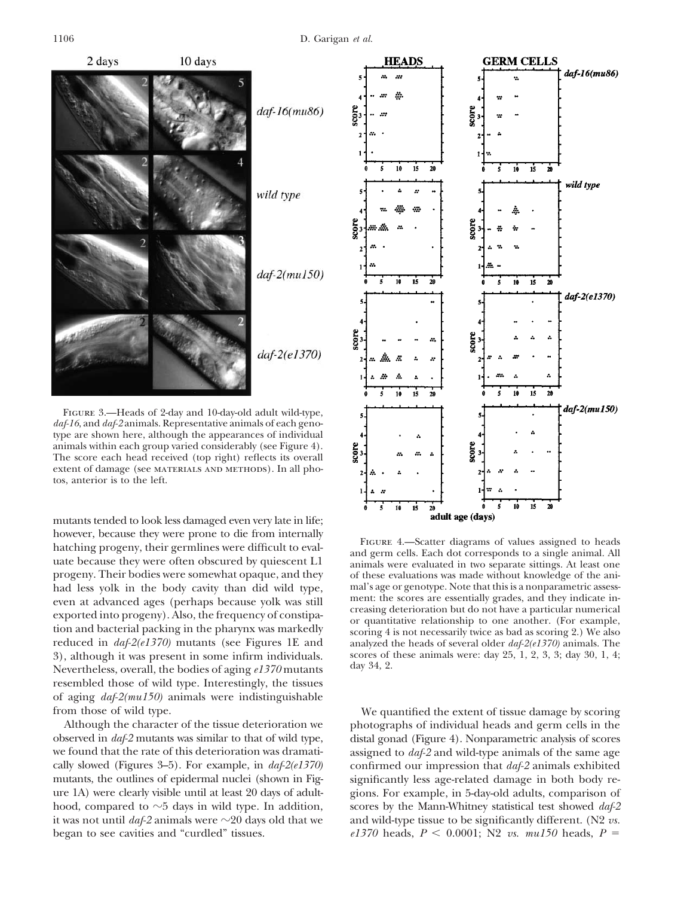FIGURE 3.—Heads of 2-day and 10-day-old adult wild-type, *daf-16*, and *daf-2* animals. Representative animals of each genotype are shown here, although the appearances of individual animals within each group varied considerably (see Figure 4). The score each head received (top right) reflects its overall extent of damage (see MATERIALS AND METHODS). In all photos, anterior is to the left.

FIGURE 4.—Scatter diagrams of values assigned to heads and germ cells. Each dot corresponds to a single animal. All animals were evaluated in two separate sittings. At least one of these evaluations was made without knowledge of the animal's age or genotype. Note that this is a nonparametric assessment: the scores are essentially grades, and they indicate increasing deterioration but do not have a particular numerical or quantitative relationship to one another. (For example, scoring 4 is not necessarily twice as bad as scoring 2.) We also analyzed the heads of several older *daf-2(e1370)* animals. The scores of these animals were: day 25, 1, 2, 3, 3; day 30, 1, 4; day 34, 2.

mutants tended to look less damaged even very late in life; however, because they were prone to die from internally hatching progeny, their germlines were difficult to evaluate because they were often obscured by quiescent L1 progeny. Their bodies were somewhat opaque, and they had less yolk in the body cavity than did wild type, even at advanced ages (perhaps because yolk was still exported into progeny). Also, the frequency of constipation and bacterial packing in the pharynx was markedly reduced in *daf-2(e1370)* mutants (see Figures 1E and 3), although it was present in some infirm individuals. Nevertheless, overall, the bodies of aging *e1370* mutants resembled those of wild type. Interestingly, the tissues of aging *daf-2(mu150)* animals were indistinguishable from those of wild type.

Although the character of the tissue deterioration we observed in *daf-2* mutants was similar to that of wild type, we found that the rate of this deterioration was dramatically slowed (Figures 3–5). For example, in *daf-2(e1370)* mutants, the outlines of epidermal nuclei (shown in Figure 1A) were clearly visible until at least 20 days of adulthood, compared to ~5 days in wild type. In addition, it was not until *daf-2* animals were ~20 days old that we began to see cavities and "curdled" tissues.

We quantified the extent of tissue damage by scoring photographs of individual heads and germ cells in the distal gonad (Figure 4). Nonparametric analysis of scores assigned to *daf-2* and wild-type animals of the same age confirmed our impression that *daf-2* animals exhibited significantly less age-related damage in both body regions. For example, in 5-day-old adults, comparison of scores by the Mann-Whitney statistical test showed *daf-2* and wild-type tissue to be significantly different. (N2 *vs.* *e1370* heads, $P < 0.0001$; N2 *vs.* *mu150* heads, $P =$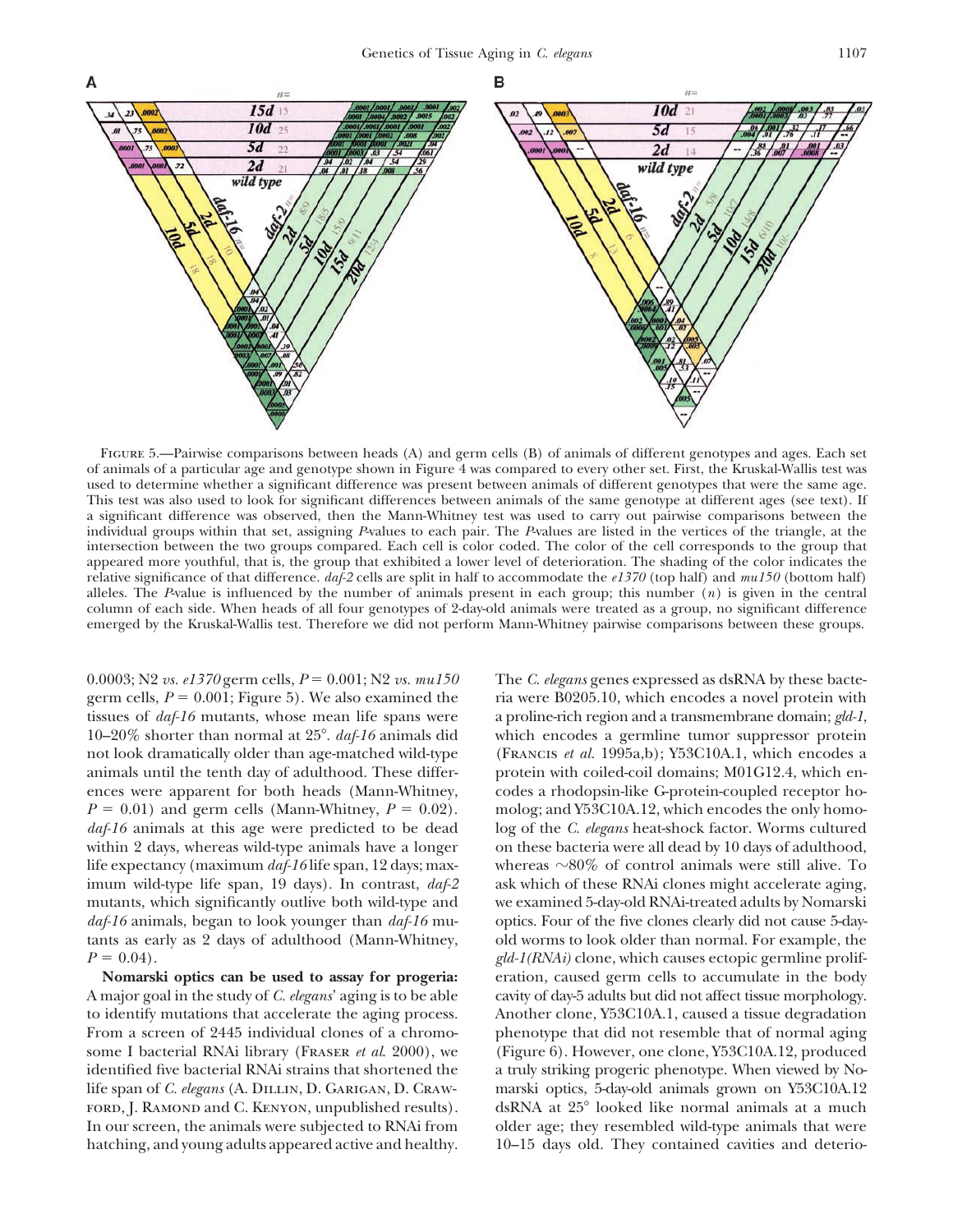Figure 5.—Pairwise comparisons between heads (A) and germ cells (B) of animals of different genotypes and ages. Each set of animals of a particular age and genotype shown in Figure 4 was compared to every other set. First, the Kruskal-Wallis test was used to determine whether a significant difference was present between animals of different genotypes that were the same age. This test was also used to look for significant differences between animals of the same genotype at different ages (see text). If a significant difference was observed, then the Mann-Whitney test was used to carry out pairwise comparisons between the individual groups within that set, assigning *P*-values to each pair. The *P*-values are listed in the vertices of the triangle, at the intersection between the two groups compared. Each cell is color coded. The color of the cell corresponds to the group that appeared more youthful, that is, the group that exhibited a lower level of deterioration. The shading of the color indicates the relative significance of that difference. *daf-2* cells are split in half to accommodate the *e1370* (top half) and *mu150* (bottom half) alleles. The *P*-value is influenced by the number of animals present in each group; this number ($n$) is given in the central column of each side. When heads of all four genotypes of 2-day-old animals were treated as a group, no significant difference emerged by the Kruskal-Wallis test. Therefore we did not perform Mann-Whitney pairwise comparisons between these groups.

0.0003; N2 *vs. e1370* germ cells, $P = 0.001$; N2 *vs. mu150* germ cells, $P = 0.001$; Figure 5). We also examined the tissues of *daf-16* mutants, whose mean life spans were 10–20% shorter than normal at 25°. *daf-16* animals did not look dramatically older than age-matched wild-type animals until the tenth day of adulthood. These differences were apparent for both heads (Mann-Whitney, $P = 0.01$) and germ cells (Mann-Whitney, $P = 0.02$). *daf-16* animals at this age were predicted to be dead within 2 days, whereas wild-type animals have a longer life expectancy (maximum *daf-16* life span, 12 days; maximum wild-type life span, 19 days). In contrast, *daf-2* mutants, which significantly outlive both wild-type and *daf-16* animals, began to look younger than *daf-16* mutants as early as 2 days of adulthood (Mann-Whitney, $P = 0.04$).

**Nomarski optics can be used to assay for progeria:** A major goal in the study of *C. elegans*' aging is to be able to identify mutations that accelerate the aging process. From a screen of 2445 individual clones of a chromosome I bacterial RNAi library (Fraser *et al.* 2000), we identified five bacterial RNAi strains that shortened the life span of *C. elegans* (A. Dillin, D. Garigan, D. Crawford, J. Ramond and C. Kenyon, unpublished results). In our screen, the animals were subjected to RNAi from hatching, and young adults appeared active and healthy. The *C. elegans* genes expressed as dsRNA by these bacteria were B0205.10, which encodes a novel protein with a proline-rich region and a transmembrane domain; *gld-1*, which encodes a germline tumor suppressor protein (Francis *et al.* 1995a,b); Y53C10A.1, which encodes a protein with coiled-coil domains; M01G12.4, which encodes a rhodopsin-like G-protein-coupled receptor homolog; and Y53C10A.12, which encodes the only homolog of the *C. elegans* heat-shock factor. Worms cultured on these bacteria were all dead by 10 days of adulthood, whereas ~80% of control animals were still alive. To ask which of these RNAi clones might accelerate aging, we examined 5-day-old RNAi-treated adults by Nomarski optics. Four of the five clones clearly did not cause 5-day-old worms to look older than normal. For example, the *gld-1(RNAi)* clone, which causes ectopic germline proliferation, caused germ cells to accumulate in the body cavity of day-5 adults but did not affect tissue morphology. Another clone, Y53C10A.1, caused a tissue degradation phenotype that did not resemble that of normal aging (Figure 6). However, one clone, Y53C10A.12, produced a truly striking progeric phenotype. When viewed by Nomarski optics, 5-day-old animals grown on Y53C10A.12 dsRNA at 25° looked like normal animals at a much older age; they resembled wild-type animals that were 10–15 days old. They contained cavities and deterio-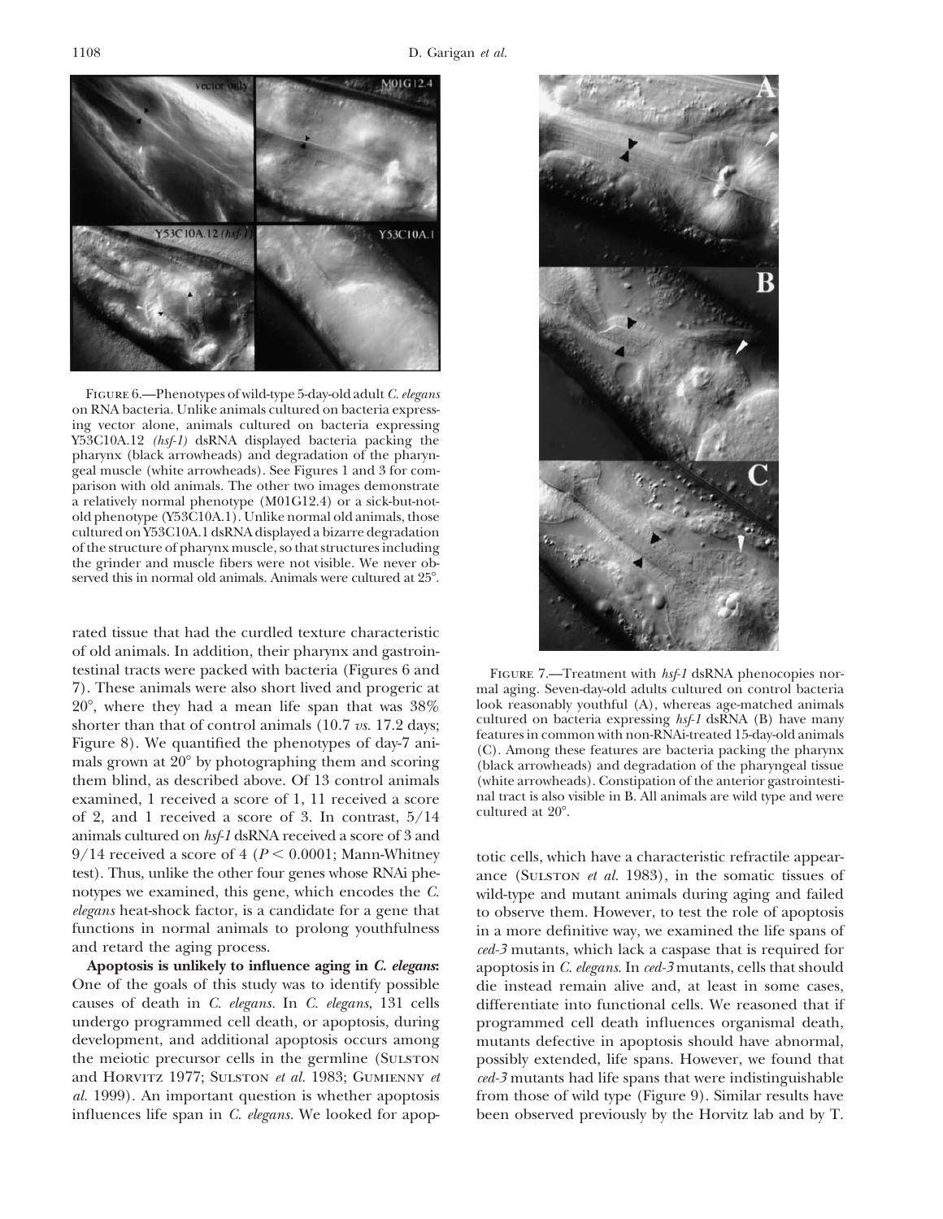FIGURE 6.—Phenotypes of wild-type 5-day-old adult *C. elegans* on RNA bacteria. Unlike animals cultured on bacteria expressing vector alone, animals cultured on bacteria expressing Y53C10A.12 *(hsf-1)* dsRNA displayed bacteria packing the pharynx (black arrowheads) and degradation of the pharyngeal muscle (white arrowheads). See Figures 1 and 3 for comparison with old animals. The other two images demonstrate a relatively normal phenotype (M01G12.4) or a sick-but-not-old phenotype (Y53C10A.1). Unlike normal old animals, those cultured on Y53C10A.1 dsRNA displayed a bizarre degradation of the structure of pharynx muscle, so that structures including the grinder and muscle fibers were not visible. We never observed this in normal old animals. Animals were cultured at 25°.

rated tissue that had the curdled texture characteristic of old animals. In addition, their pharynx and gastrointestinal tracts were packed with bacteria (Figures 6 and 7). These animals were also short lived and progeric at 20°, where they had a mean life span that was 38% shorter than that of control animals (10.7 *vs.* 17.2 days; Figure 8). We quantified the phenotypes of day-7 animals grown at 20° by photographing them and scoring them blind, as described above. Of 13 control animals examined, 1 received a score of 1, 11 received a score of 2, and 1 received a score of 3. In contrast, 5/14 animals cultured on *hsf-1* dsRNA received a score of 3 and 9/14 received a score of 4 ($P < 0.0001$; Mann-Whitney test). Thus, unlike the other four genes whose RNAi phenotypes we examined, this gene, which encodes the *C. elegans* heat-shock factor, is a candidate for a gene that functions in normal animals to prolong youthfulness and retard the aging process.

**Apoptosis is unlikely to influence aging in *C. elegans*:** One of the goals of this study was to identify possible causes of death in *C. elegans*. In *C. elegans*, 131 cells undergo programmed cell death, or apoptosis, during development, and additional apoptosis occurs among the meiotic precursor cells in the germline (Sulston and Horvitz 1977; Sulston *et al.* 1983; Gumienny *et al.* 1999). An important question is whether apoptosis influences life span in *C. elegans*. We looked for apoptotic cells, which have a characteristic refractile appearance (Sulston *et al.* 1983), in the somatic tissues of wild-type and mutant animals during aging and failed to observe them. However, to test the role of apoptosis in a more definitive way, we examined the life spans of *ced-3* mutants, which lack a caspase that is required for apoptosis in *C. elegans*. In *ced-3* mutants, cells that should die instead remain alive and, at least in some cases, differentiate into functional cells. We reasoned that if programmed cell death influences organismal death, mutants defective in apoptosis should have abnormal, possibly extended, life spans. However, we found that *ced-3* mutants had life spans that were indistinguishable from those of wild type (Figure 9). Similar results have been observed previously by the Horvitz lab and by T.

FIGURE 7.—Treatment with *hsf-1* dsRNA phenocopies normal aging. Seven-day-old adults cultured on control bacteria look reasonably youthful (A), whereas age-matched animals cultured on bacteria expressing *hsf-1* dsRNA (B) have many features in common with non-RNAi-treated 15-day-old animals (C). Among these features are bacteria packing the pharynx (black arrowheads) and degradation of the pharyngeal tissue (white arrowheads). Constipation of the anterior gastrointestinal tract is also visible in B. All animals are wild type and were cultured at 20°.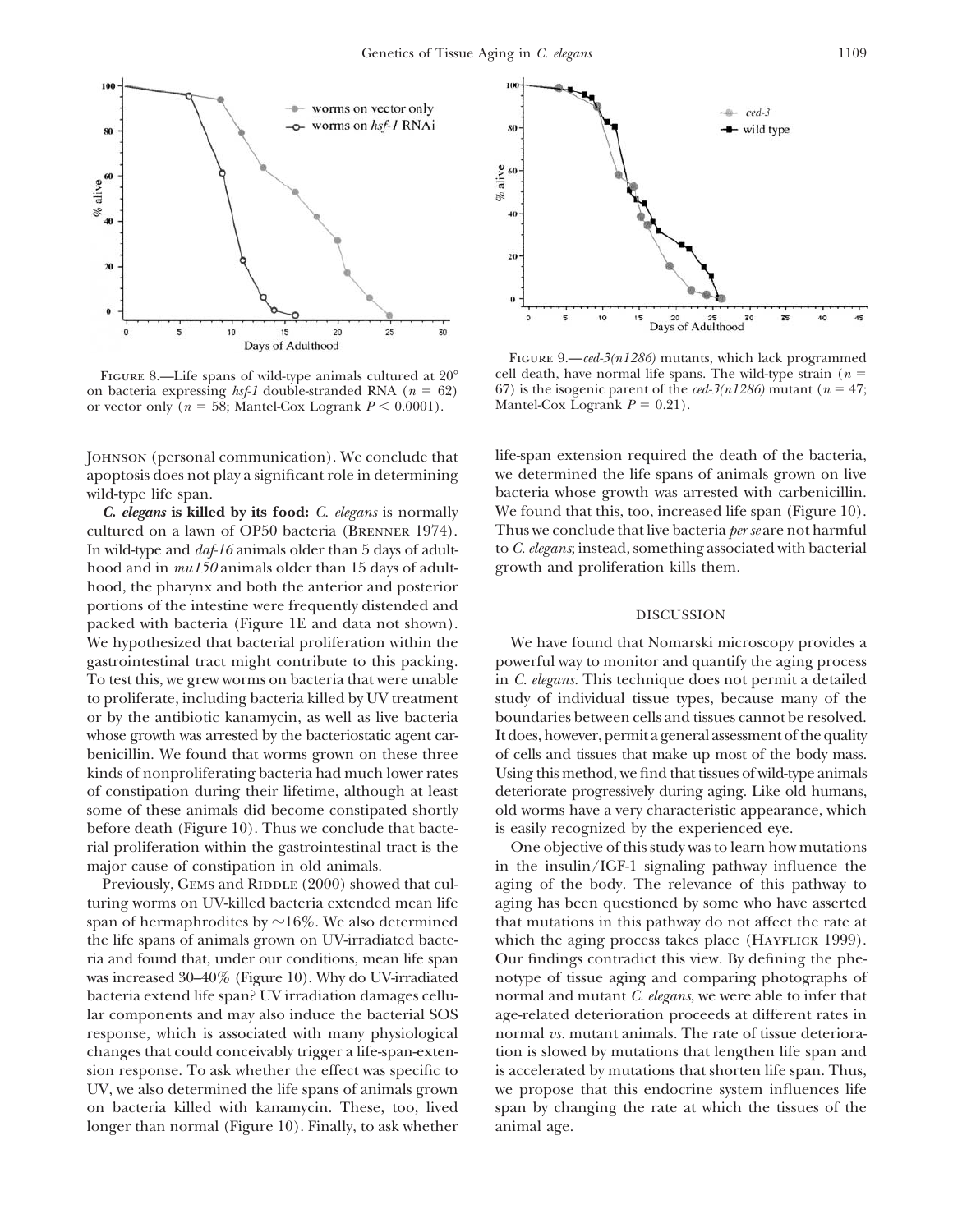FIGURE 8.—Life spans of wild-type animals cultured at 20° on bacteria expressing *hsf-1* double-stranded RNA ($n = 62$) or vector only ($n = 58$; Mantel-Cox Logrank $P < 0.0001$).

FIGURE 9.—*ced-3(n1286)* mutants, which lack programmed cell death, have normal life spans. The wild-type strain ($n = 67$) is the isogenic parent of the *ced-3(n1286)* mutant ($n = 47$; Mantel-Cox Logrank $P = 0.21$).

Johnson (personal communication). We conclude that apoptosis does not play a significant role in determining wild-type life span.

***C. elegans* is killed by its food:** *C. elegans* is normally cultured on a lawn of OP50 bacteria (Brenner 1974). In wild-type and *daf-16* animals older than 5 days of adulthood and in *mu150* animals older than 15 days of adulthood, the pharynx and both the anterior and posterior portions of the intestine were frequently distended and packed with bacteria (Figure 1E and data not shown). We hypothesized that bacterial proliferation within the gastrointestinal tract might contribute to this packing. To test this, we grew worms on bacteria that were unable to proliferate, including bacteria killed by UV treatment or by the antibiotic kanamycin, as well as live bacteria whose growth was arrested by the bacteriostatic agent carbenicillin. We found that worms grown on these three kinds of nonproliferating bacteria had much lower rates of constipation during their lifetime, although at least some of these animals did become constipated shortly before death (Figure 10). Thus we conclude that bacterial proliferation within the gastrointestinal tract is the major cause of constipation in old animals.

Previously, Gems and Riddle (2000) showed that culturing worms on UV-killed bacteria extended mean life span of hermaphrodites by ~16%. We also determined the life spans of animals grown on UV-irradiated bacteria and found that, under our conditions, mean life span was increased 30–40% (Figure 10). Why do UV-irradiated bacteria extend life span? UV irradiation damages cellular components and may also induce the bacterial SOS response, which is associated with many physiological changes that could conceivably trigger a life-span-extension response. To ask whether the effect was specific to UV, we also determined the life spans of animals grown on bacteria killed with kanamycin. These, too, lived longer than normal (Figure 10). Finally, to ask whether life-span extension required the death of the bacteria, we determined the life spans of animals grown on live bacteria whose growth was arrested with carbenicillin. We found that this, too, increased life span (Figure 10). Thus we conclude that live bacteria *per se* are not harmful to *C. elegans*; instead, something associated with bacterial growth and proliferation kills them.

## DISCUSSION

We have found that Nomarski microscopy provides a powerful way to monitor and quantify the aging process in *C. elegans*. This technique does not permit a detailed study of individual tissue types, because many of the boundaries between cells and tissues cannot be resolved. It does, however, permit a general assessment of the quality of cells and tissues that make up most of the body mass. Using this method, we find that tissues of wild-type animals deteriorate progressively during aging. Like old humans, old worms have a very characteristic appearance, which is easily recognized by the experienced eye.

One objective of this study was to learn how mutations in the insulin/IGF-1 signaling pathway influence the aging of the body. The relevance of this pathway to aging has been questioned by some who have asserted that mutations in this pathway do not affect the rate at which the aging process takes place (Hayflick 1999). Our findings contradict this view. By defining the phenotype of tissue aging and comparing photographs of normal and mutant *C. elegans*, we were able to infer that age-related deterioration proceeds at different rates in normal *vs.* mutant animals. The rate of tissue deterioration is slowed by mutations that lengthen life span and is accelerated by mutations that shorten life span. Thus, we propose that this endocrine system influences life span by changing the rate at which the tissues of the animal age.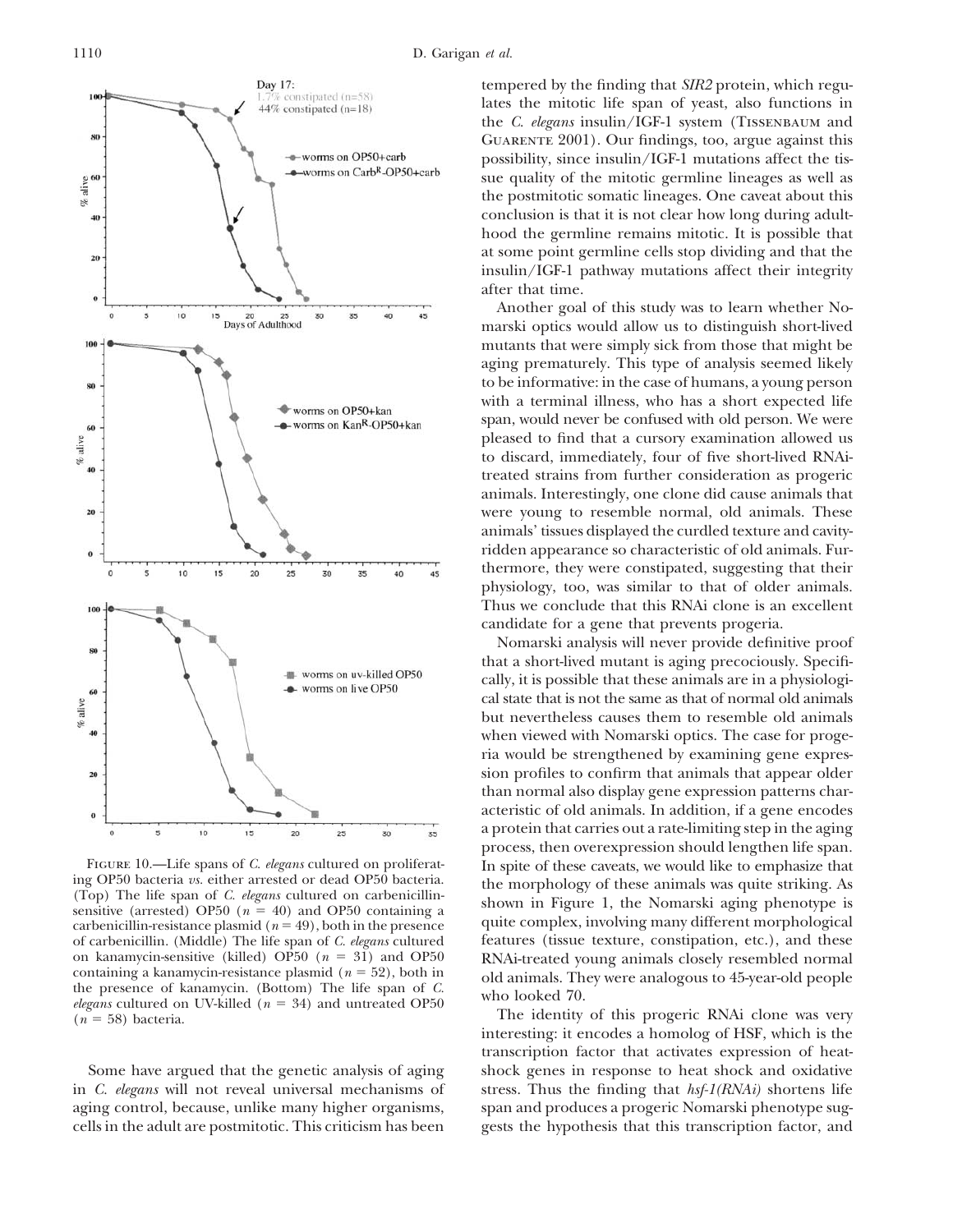FIGURE 10.—Life spans of *C. elegans* cultured on proliferating OP50 bacteria *vs.* either arrested or dead OP50 bacteria. (Top) The life span of *C. elegans* cultured on carbenicillin-sensitive (arrested) OP50 ($n = 40$) and OP50 containing a carbenicillin-resistance plasmid ($n = 49$), both in the presence of carbenicillin. (Middle) The life span of *C. elegans* cultured on kanamycin-sensitive (killed) OP50 ($n = 31$) and OP50 containing a kanamycin-resistance plasmid ($n = 52$), both in the presence of kanamycin. (Bottom) The life span of *C. elegans* cultured on UV-killed ($n = 34$) and untreated OP50 ($n = 58$) bacteria.

Some have argued that the genetic analysis of aging in *C. elegans* will not reveal universal mechanisms of aging control, because, unlike many higher organisms, cells in the adult are postmitotic. This criticism has been tempered by the finding that *SIR2* protein, which regulates the mitotic life span of yeast, also functions in the *C. elegans* insulin/IGF-1 system (Tissenbaum and Guarente 2001). Our findings, too, argue against this possibility, since insulin/IGF-1 mutations affect the tissue quality of the mitotic germline lineages as well as the postmitotic somatic lineages. One caveat about this conclusion is that it is not clear how long during adulthood the germline remains mitotic. It is possible that at some point germline cells stop dividing and that the insulin/IGF-1 pathway mutations affect their integrity after that time.

Another goal of this study was to learn whether Nomarski optics would allow us to distinguish short-lived mutants that were simply sick from those that might be aging prematurely. This type of analysis seemed likely to be informative: in the case of humans, a young person with a terminal illness, who has a short expected life span, would never be confused with old person. We were pleased to find that a cursory examination allowed us to discard, immediately, four of five short-lived RNAi-treated strains from further consideration as progeric animals. Interestingly, one clone did cause animals that were young to resemble normal, old animals. These animals' tissues displayed the curdled texture and cavity-ridden appearance so characteristic of old animals. Furthermore, they were constipated, suggesting that their physiology, too, was similar to that of older animals. Thus we conclude that this RNAi clone is an excellent candidate for a gene that prevents progeria.

Nomarski analysis will never provide definitive proof that a short-lived mutant is aging precociously. Specifically, it is possible that these animals are in a physiological state that is not the same as that of normal old animals but nevertheless causes them to resemble old animals when viewed with Nomarski optics. The case for progeria would be strengthened by examining gene expression profiles to confirm that animals that appear older than normal also display gene expression patterns characteristic of old animals. In addition, if a gene encodes a protein that carries out a rate-limiting step in the aging process, then overexpression should lengthen life span. In spite of these caveats, we would like to emphasize that the morphology of these animals was quite striking. As shown in Figure 1, the Nomarski aging phenotype is quite complex, involving many different morphological features (tissue texture, constipation, etc.), and these RNAi-treated young animals closely resembled normal old animals. They were analogous to 45-year-old people who looked 70.

The identity of this progeric RNAi clone was very interesting: it encodes a homolog of HSF, which is the transcription factor that activates expression of heat-shock genes in response to heat shock and oxidative stress. Thus the finding that *hsf-1(RNAi)* shortens life span and produces a progeric Nomarski phenotype suggests the hypothesis that this transcription factor, and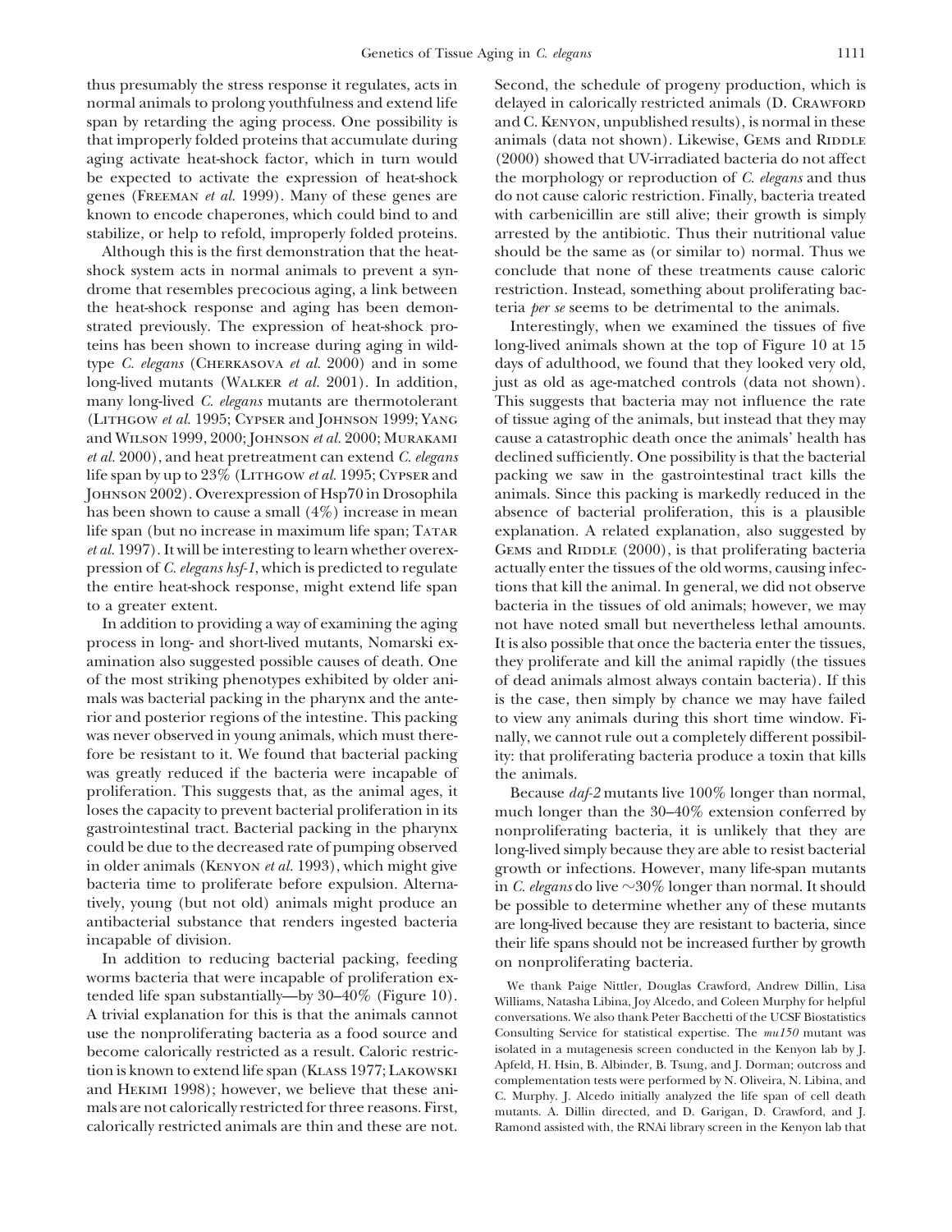thus presumably the stress response it regulates, acts in normal animals to prolong youthfulness and extend life span by retarding the aging process. One possibility is that improperly folded proteins that accumulate during aging activate heat-shock factor, which in turn would be expected to activate the expression of heat-shock genes (Freeman *et al.* 1999). Many of these genes are known to encode chaperones, which could bind to and stabilize, or help to refold, improperly folded proteins.

Although this is the first demonstration that the heat-shock system acts in normal animals to prevent a syndrome that resembles precocious aging, a link between the heat-shock response and aging has been demonstrated previously. The expression of heat-shock proteins has been shown to increase during aging in wild-type *C. elegans* (Cherkasova *et al.* 2000) and in some long-lived mutants (Walker *et al.* 2001). In addition, many long-lived *C. elegans* mutants are thermotolerant (Lithgow *et al.* 1995; Cypser and Johnson 1999; Yang and Wilson 1999, 2000; Johnson *et al.* 2000; Murakami *et al.* 2000), and heat pretreatment can extend *C. elegans* life span by up to 23% (Lithgow *et al.* 1995; Cypser and Johnson 2002). Overexpression of Hsp70 in Drosophila has been shown to cause a small (4%) increase in mean life span (but no increase in maximum life span; Tatar *et al.* 1997). It will be interesting to learn whether overexpression of *C. elegans hsf-1*, which is predicted to regulate the entire heat-shock response, might extend life span to a greater extent.

In addition to providing a way of examining the aging process in long- and short-lived mutants, Nomarski examination also suggested possible causes of death. One of the most striking phenotypes exhibited by older animals was bacterial packing in the pharynx and the anterior and posterior regions of the intestine. This packing was never observed in young animals, which must therefore be resistant to it. We found that bacterial packing was greatly reduced if the bacteria were incapable of proliferation. This suggests that, as the animal ages, it loses the capacity to prevent bacterial proliferation in its gastrointestinal tract. Bacterial packing in the pharynx could be due to the decreased rate of pumping observed in older animals (Kenyon *et al.* 1993), which might give bacteria time to proliferate before expulsion. Alternatively, young (but not old) animals might produce an antibacterial substance that renders ingested bacteria incapable of division.

In addition to reducing bacterial packing, feeding worms bacteria that were incapable of proliferation extended life span substantially—by 30–40% (Figure 10). A trivial explanation for this is that the animals cannot use the nonproliferating bacteria as a food source and become calorically restricted as a result. Caloric restriction is known to extend life span (Klass 1977; Lakowski and Hekimi 1998); however, we believe that these animals are not calorically restricted for three reasons. First, calorically restricted animals are thin and these are not. Second, the schedule of progeny production, which is delayed in calorically restricted animals (D. Crawford and C. Kenyon, unpublished results), is normal in these animals (data not shown). Likewise, Gems and Riddle (2000) showed that UV-irradiated bacteria do not affect the morphology or reproduction of *C. elegans* and thus do not cause caloric restriction. Finally, bacteria treated with carbenicillin are still alive; their growth is simply arrested by the antibiotic. Thus their nutritional value should be the same as (or similar to) normal. Thus we conclude that none of these treatments cause caloric restriction. Instead, something about proliferating bacteria *per se* seems to be detrimental to the animals.

Interestingly, when we examined the tissues of five long-lived animals shown at the top of Figure 10 at 15 days of adulthood, we found that they looked very old, just as old as age-matched controls (data not shown). This suggests that bacteria may not influence the rate of tissue aging of the animals, but instead that they may cause a catastrophic death once the animals' health has declined sufficiently. One possibility is that the bacterial packing we saw in the gastrointestinal tract kills the animals. Since this packing is markedly reduced in the absence of bacterial proliferation, this is a plausible explanation. A related explanation, also suggested by Gems and Riddle (2000), is that proliferating bacteria actually enter the tissues of the old worms, causing infections that kill the animal. In general, we did not observe bacteria in the tissues of old animals; however, we may not have noted small but nevertheless lethal amounts. It is also possible that once the bacteria enter the tissues, they proliferate and kill the animal rapidly (the tissues of dead animals almost always contain bacteria). If this is the case, then simply by chance we may have failed to view any animals during this short time window. Finally, we cannot rule out a completely different possibility: that proliferating bacteria produce a toxin that kills the animals.

Because *daf-2* mutants live 100% longer than normal, much longer than the 30–40% extension conferred by nonproliferating bacteria, it is unlikely that they are long-lived simply because they are able to resist bacterial growth or infections. However, many life-span mutants in *C. elegans* do live ~30% longer than normal. It should be possible to determine whether any of these mutants are long-lived because they are resistant to bacteria, since their life spans should not be increased further by growth on nonproliferating bacteria.

We thank Paige Nittler, Douglas Crawford, Andrew Dillin, Lisa Williams, Natasha Libina, Joy Alcedo, and Coleen Murphy for helpful conversations. We also thank Peter Bacchetti of the UCSF Biostatistics Consulting Service for statistical expertise. The *mu150* mutant was isolated in a mutagenesis screen conducted in the Kenyon lab by J. Apfeld, H. Hsin, B. Albinder, B. Tsung, and J. Dorman; outcross and complementation tests were performed by N. Oliveira, N. Libina, and C. Murphy. J. Alcedo initially analyzed the life span of cell death mutants. A. Dillin directed, and D. Garigan, D. Crawford, and J. Ramond assisted with, the RNAi library screen in the Kenyon lab that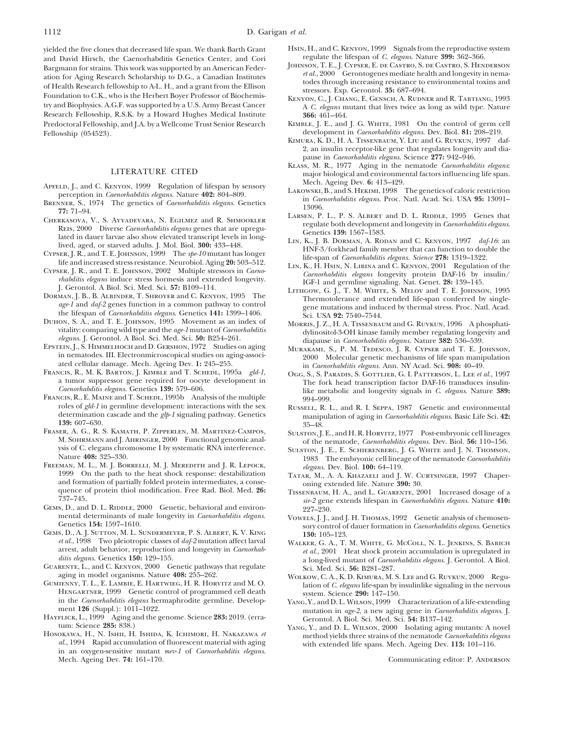yielded the five clones that decreased life span. We thank Barth Grant and David Hirsch, the Caenorhabditis Genetics Center, and Cori Bargmann for strains. This work was supported by an American Federation for Aging Research Scholarship to D.G., a Canadian Institutes of Health Research fellowship to A-L. H., and a grant from the Ellison Foundation to C.K., who is the Herbert Boyer Professor of Biochemistry and Biophysics. A.G.F. was supported by a U.S. Army Breast Cancer Research Fellowship, R.S.K. by a Howard Hughes Medical Institute Predoctoral Fellowship, and J.A. by a Wellcome Trust Senior Research Fellowship (054523).

## LITERATURE CITED

Apfeld, J., and C. Kenyon, 1999 Regulation of lifespan by sensory perception in *Caenorhabditis elegans*. Nature **402:** 804–809.

Brenner, S., 1974 The genetics of *Caenorhabditis elegans*. Genetics **77:** 71–94.

Cherkasova, V., S. Ayyadevara, N. Egilmez and R. Shmookler Reis, 2000 Diverse *Caenorhabditis elegans* genes that are upregulated in dauer larvae also show elevated transcript levels in long-lived, aged, or starved adults. J. Mol. Biol. **300:** 433–448.

Cypser, J. R., and T. E. Johnson, 1999 The *spe-10* mutant has longer life and increased stress resistance. Neurobiol. Aging **20:** 503–512.

Cypser, J. R., and T. E. Johnson, 2002 Multiple stressors in *Caenorhabditis elegans* induce stress hormesis and extended longevity. J. Gerontol. A Biol. Sci. Med. Sci. **57:** B109–114.

Dorman, J. B., B. Albinder, T. Shroyer and C. Kenyon, 1995 The *age-1* and *daf-2* genes function in a common pathway to control the lifespan of *Caenorhabditis elegans*. Genetics **141:** 1399–1406.

Duhon, S. A., and T. E. Johnson, 1995 Movement as an index of vitality: comparing wild type and the *age-1* mutant of *Caenorhabditis elegans*. J. Gerontol. A Biol. Sci. Med. Sci. **50:** B254–261.

Epstein, J., S. Himmelhoch and D. Gershon, 1972 Studies on aging in nematodes. III. Electronmicroscopical studies on aging-associated cellular damage. Mech. Ageing Dev. **1:** 245–255.

Francis, R., M. K. Barton, J. Kimble and T. Schedl, 1995a *gld-1*, a tumor suppressor gene required for oocyte development in *Caenorhabditis elegans*. Genetics **139:** 579–606.

Francis, R., E. Maine and T. Schedl, 1995b Analysis of the multiple roles of *gld-1* in germline development: interactions with the sex determination cascade and the *glp-1* signaling pathway. Genetics **139:** 607–630.

Fraser, A. G., R. S. Kamath, P. Zipperlen, M. Martinez-Campos, M. Sohrmann and J. Ahringer, 2000 Functional genomic analysis of C. elegans chromosome I by systematic RNA interference. Nature **408:** 325–330.

Freeman, M. L., M. J. Borrelli, M. J. Meredith and J. R. Lepock, 1999 On the path to the heat shock response: destabilization and formation of partially folded protein intermediates, a consequence of protein thiol modification. Free Rad. Biol. Med. **26:** 737–745.

Gems, D., and D. L. Riddle, 2000 Genetic, behavioral and environmental determinants of male longevity in *Caenorhabditis elegans*. Genetics **154:** 1597–1610.

Gems, D., A. J. Sutton, M. L. Sundermeyer, P. S. Albert, K. V. King *et al.*, 1998 Two pleiotropic classes of *daf-2* mutation affect larval arrest, adult behavior, reproduction and longevity in *Caenorhabditis elegans*. Genetics **150:** 129–155.

Guarente, L., and C. Kenyon, 2000 Genetic pathways that regulate aging in model organisms. Nature **408:** 255–262.

Gumienny, T. L., E. Lambie, E. Hartwieg, H. R. Horvitz and M. O. Hengartner, 1999 Genetic control of programmed cell death in the *Caenorhabditis elegans* hermaphrodite germline. Development **126** (Suppl.): 1011–1022.

Hayflick, L., 1999 Aging and the genome. Science **283:** 2019. (erratum: Science **285:** 838.)

Hosokawa, H., N. Ishii, H. Ishida, K. Ichimori, H. Nakazawa *et al.*, 1994 Rapid accumulation of fluorescent material with aging in an oxygen-sensitive mutant *mev-1* of *Caenorhabditis elegans*. Mech. Ageing Dev. **74:** 161–170.

Hsin, H., and C. Kenyon, 1999 Signals from the reproductive system regulate the lifespan of *C. elegans*. Nature **399:** 362–366.

Johnson, T. E., J. Cypser, E. de Castro, S. de Castro, S. Henderson *et al.*, 2000 Gerontogenes mediate health and longevity in nematodes through increasing resistance to environmental toxins and stressors. Exp. Gerontol. **35:** 687–694.

Kenyon, C., J. Chang, E. Gensch, A. Rudner and R. Tabtiang, 1993 A *C. elegans* mutant that lives twice as long as wild type. Nature **366:** 461–464.

Kimble, J. E., and J. G. White, 1981 On the control of germ cell development in *Caenorhabditis elegans*. Dev. Biol. **81:** 208–219.

Kimura, K. D., H. A. Tissenbaum, Y. Liu and G. Ruvkun, 1997 daf-2, an insulin receptor-like gene that regulates longevity and diapause in *Caenorhabditis elegans*. Science **277:** 942–946.

Klass, M. R., 1977 Aging in the nematode *Caenorhabditis elegans*: major biological and environmental factors influencing life span. Mech. Ageing Dev. **6:** 413–429.

Lakowski, B., and S. Hekimi, 1998 The genetics of caloric restriction in *Caenorhabditis elegans*. Proc. Natl. Acad. Sci. USA **95:** 13091–13096.

Larsen, P. L., P. S. Albert and D. L. Riddle, 1995 Genes that regulate both development and longevity in *Caenorhabditis elegans*. Genetics **139:** 1567–1583.

Lin, K., J. B. Dorman, A. Rodan and C. Kenyon, 1997 *daf-16*: an HNF-3/forkhead family member that can function to double the life-span of *Caenorhabditis elegans*. *Science* **278:** 1319–1322.

Lin, K., H. Hsin, N. Libina and C. Kenyon, 2001 Regulation of the *Caenorhabditis elegans* longevity protein DAF-16 by insulin/IGF-1 and germline signaling. Nat. Genet. **28:** 139–145.

Lithgow, G. J., T. M. White, S. Melov and T. E. Johnson, 1995 Thermotolerance and extended life-span conferred by single-gene mutations and induced by thermal stress. Proc. Natl. Acad. Sci. USA **92:** 7540–7544.

Morris, J. Z., H. A. Tissenbaum and G. Ruvkun, 1996 A phosphatidylinositol-3-OH kinase family member regulating longevity and diapause in *Caenorhabditis elegans*. Nature **382:** 536–539.

Murakami, S., P. M. Tedesco, J. R. Cypser and T. E. Johnson, 2000 Molecular genetic mechanisms of life span manipulation in *Caenorhabditis elegans*. Ann. NY Acad. Sci. **908:** 40–49.

Ogg, S., S. Paradis, S. Gottlieb, G. I. Patterson, L. Lee *et al.*, 1997 The fork head transcription factor DAF-16 transduces insulin-like metabolic and longevity signals in *C. elegans*. Nature **389:** 994–999.

Russell, R. L., and R. I. Seppa, 1987 Genetic and environmental manipulation of aging in *Caenorhabditis elegans*. Basic Life Sci. **42:** 35–48.

Sulston, J. E., and H. R. Horvitz, 1977 Post-embryonic cell lineages of the nematode, *Caenorhabditis elegans*. Dev. Biol. **56:** 110–156.

Sulston, J. E., E. Schierenberg, J. G. White and J. N. Thomson, 1983 The embryonic cell lineage of the nematode *Caenorhabditis elegans*. Dev. Biol. **100:** 64–119.

Tatar, M., A. A. Khazaeli and J. W. Curtsinger, 1997 Chaperoning extended life. Nature **390:** 30.

Tissenbaum, H. A., and L. Guarente, 2001 Increased dosage of a *sir-2* gene extends lifespan in *Caenorhabditis elegans*. Nature **410:** 227–230.

Vowels, J. J., and J. H. Thomas, 1992 Genetic analysis of chemosensory control of dauer formation in *Caenorhabditis elegans*. Genetics **130:** 105–123.

Walker, G. A., T. M. White, G. McColl, N. L. Jenkins, S. Babich *et al.*, 2001 Heat shock protein accumulation is upregulated in a long-lived mutant of *Caenorhabditis elegans*. J. Gerontol. A Biol. Sci. Med. Sci. **56:** B281–287.

Wolkow, C. A., K. D. Kimura, M. S. Lee and G. Ruvkun, 2000 Regulation of *C. elegans* life-span by insulinlike signaling in the nervous system. Science **290:** 147–150.

Yang, Y., and D. L. Wilson, 1999 Characterization of a life-extending mutation in *age-2*, a new aging gene in *Caenorhabditis elegans*. J. Gerontol. A Biol. Sci. Med. Sci. **54:** B137–142.

Yang, Y., and D. L. Wilson, 2000 Isolating aging mutants: A novel method yields three strains of the nematode *Caenorhabditis elegans* with extended life spans. Mech. Ageing Dev. **113:** 101–116.

Communicating editor: P. Anderson